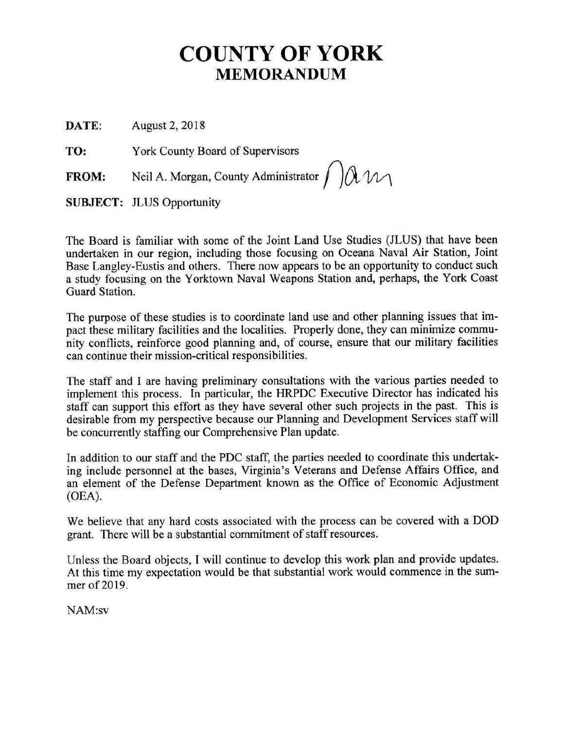# COUNTY OF YORK
## MEMORANDUM

**DATE:** August 2, 2018

**TO:** York County Board of Supervisors

**FROM:** Neil A. Morgan, County Administrator

**SUBJECT:** JLUS Opportunity

The Board is familiar with some of the Joint Land Use Studies (JLUS) that have been undertaken in our region, including those focusing on Oceana Naval Air Station, Joint Base Langley-Eustis and others. There now appears to be an opportunity to conduct such a study focusing on the Yorktown Naval Weapons Station and, perhaps, the York Coast Guard Station.

The purpose of these studies is to coordinate land use and other planning issues that impact these military facilities and the localities. Properly done, they can minimize community conflicts, reinforce good planning and, of course, ensure that our military facilities can continue their mission-critical responsibilities.

The staff and I are having preliminary consultations with the various parties needed to implement this process. In particular, the HRPDC Executive Director has indicated his staff can support this effort as they have several other such projects in the past. This is desirable from my perspective because our Planning and Development Services staff will be concurrently staffing our Comprehensive Plan update.

In addition to our staff and the PDC staff, the parties needed to coordinate this undertaking include personnel at the bases, Virginia's Veterans and Defense Affairs Office, and an element of the Defense Department known as the Office of Economic Adjustment (OEA).

We believe that any hard costs associated with the process can be covered with a DOD grant. There will be a substantial commitment of staff resources.

Unless the Board objects, I will continue to develop this work plan and provide updates. At this time my expectation would be that substantial work would commence in the summer of 2019.

NAM:sv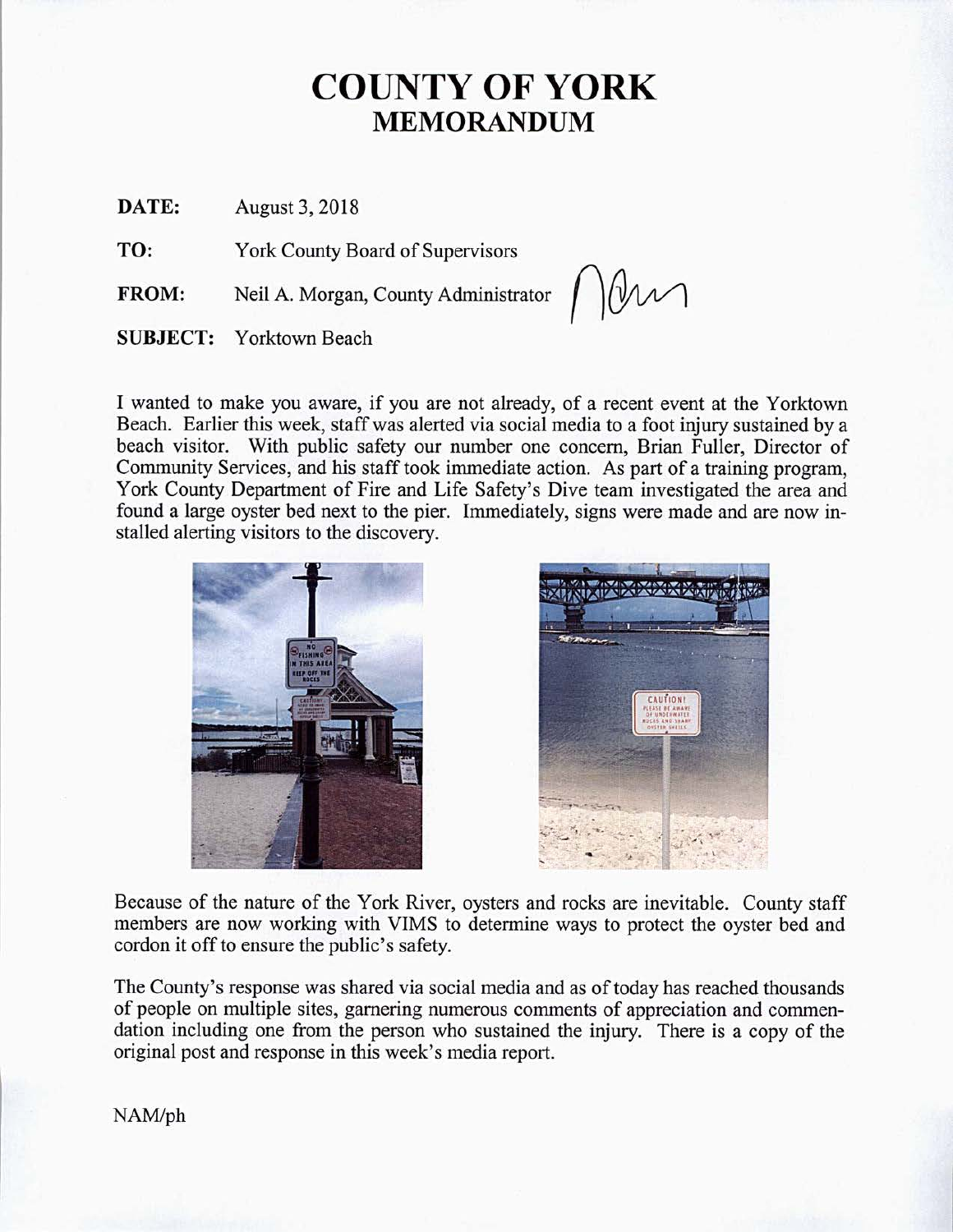# COUNTY OF YORK
## MEMORANDUM

**DATE:** August 3, 2018

**TO:** York County Board of Supervisors

**FROM:** Neil A. Morgan, County Administrator

**SUBJECT:** Yorktown Beach

I wanted to make you aware, if you are not already, of a recent event at the Yorktown Beach. Earlier this week, staff was alerted via social media to a foot injury sustained by a beach visitor. With public safety our number one concern, Brian Fuller, Director of Community Services, and his staff took immediate action. As part of a training program, York County Department of Fire and Life Safety's Dive team investigated the area and found a large oyster bed next to the pier. Immediately, signs were made and are now installed alerting visitors to the discovery.

Because of the nature of the York River, oysters and rocks are inevitable. County staff members are now working with VIMS to determine ways to protect the oyster bed and cordon it off to ensure the public's safety.

The County's response was shared via social media and as of today has reached thousands of people on multiple sites, garnering numerous comments of appreciation and commendation including one from the person who sustained the injury. There is a copy of the original post and response in this week's media report.

NAM/ph